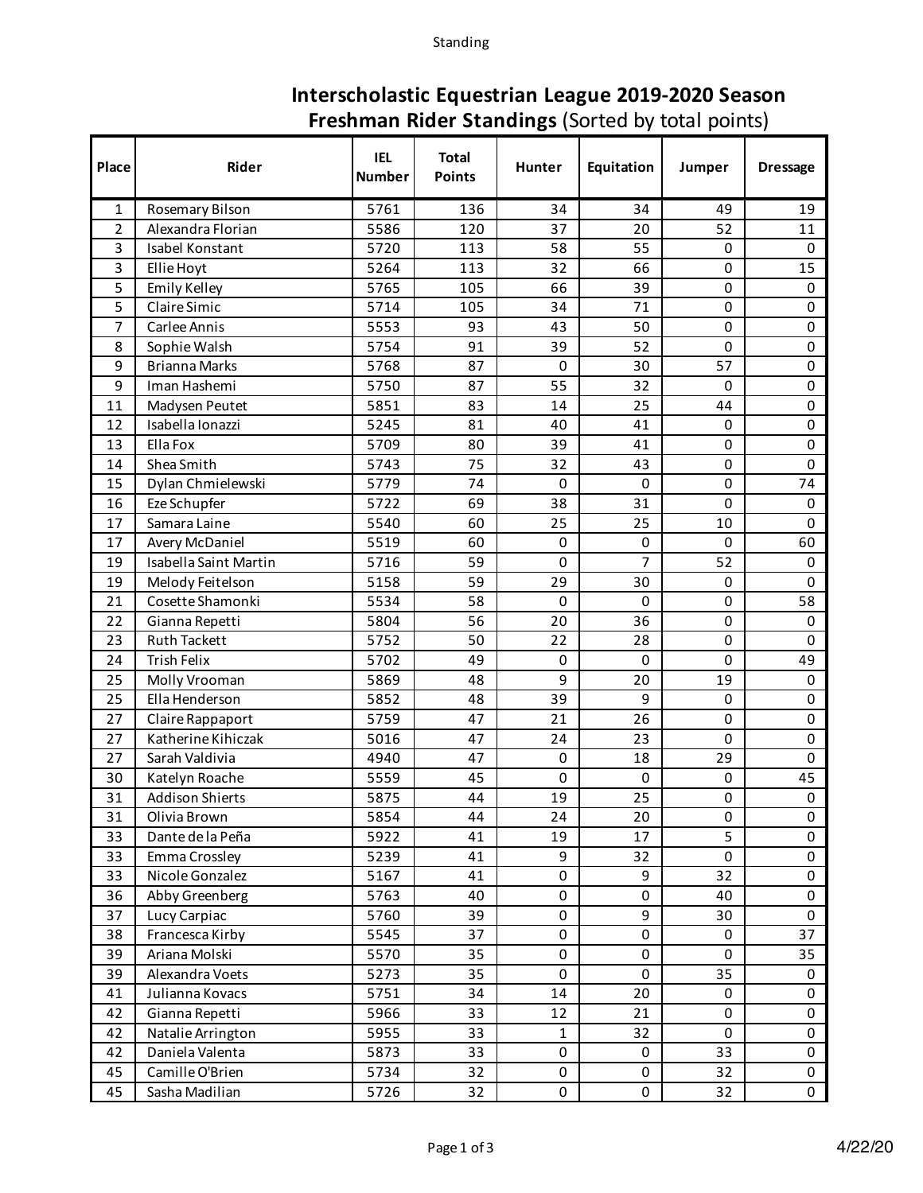# Interscholastic Equestrian League 2019-2020 Season

## Freshman Rider Standings (Sorted by total points)

| Place | Rider | IEL Number | Total Points | Hunter | Equitation | Jumper | Dressage |
|---|---|---|---|---|---|---|---|
| 1 | Rosemary Bilson | 5761 | 136 | 34 | 34 | 49 | 19 |
| 2 | Alexandra Florian | 5586 | 120 | 37 | 20 | 52 | 11 |
| 3 | Isabel Konstant | 5720 | 113 | 58 | 55 | 0 | 0 |
| 3 | Ellie Hoyt | 5264 | 113 | 32 | 66 | 0 | 15 |
| 5 | Emily Kelley | 5765 | 105 | 66 | 39 | 0 | 0 |
| 5 | Claire Simic | 5714 | 105 | 34 | 71 | 0 | 0 |
| 7 | Carlee Annis | 5553 | 93 | 43 | 50 | 0 | 0 |
| 8 | Sophie Walsh | 5754 | 91 | 39 | 52 | 0 | 0 |
| 9 | Brianna Marks | 5768 | 87 | 0 | 30 | 57 | 0 |
| 9 | Iman Hashemi | 5750 | 87 | 55 | 32 | 0 | 0 |
| 11 | Madysen Peutet | 5851 | 83 | 14 | 25 | 44 | 0 |
| 12 | Isabella Ionazzi | 5245 | 81 | 40 | 41 | 0 | 0 |
| 13 | Ella Fox | 5709 | 80 | 39 | 41 | 0 | 0 |
| 14 | Shea Smith | 5743 | 75 | 32 | 43 | 0 | 0 |
| 15 | Dylan Chmielewski | 5779 | 74 | 0 | 0 | 0 | 74 |
| 16 | Eze Schupfer | 5722 | 69 | 38 | 31 | 0 | 0 |
| 17 | Samara Laine | 5540 | 60 | 25 | 25 | 10 | 0 |
| 17 | Avery McDaniel | 5519 | 60 | 0 | 0 | 0 | 60 |
| 19 | Isabella Saint Martin | 5716 | 59 | 0 | 7 | 52 | 0 |
| 19 | Melody Feitelson | 5158 | 59 | 29 | 30 | 0 | 0 |
| 21 | Cosette Shamonki | 5534 | 58 | 0 | 0 | 0 | 58 |
| 22 | Gianna Repetti | 5804 | 56 | 20 | 36 | 0 | 0 |
| 23 | Ruth Tackett | 5752 | 50 | 22 | 28 | 0 | 0 |
| 24 | Trish Felix | 5702 | 49 | 0 | 0 | 0 | 49 |
| 25 | Molly Vrooman | 5869 | 48 | 9 | 20 | 19 | 0 |
| 25 | Ella Henderson | 5852 | 48 | 39 | 9 | 0 | 0 |
| 27 | Claire Rappaport | 5759 | 47 | 21 | 26 | 0 | 0 |
| 27 | Katherine Kihiczak | 5016 | 47 | 24 | 23 | 0 | 0 |
| 27 | Sarah Valdivia | 4940 | 47 | 0 | 18 | 29 | 0 |
| 30 | Katelyn Roache | 5559 | 45 | 0 | 0 | 0 | 45 |
| 31 | Addison Shierts | 5875 | 44 | 19 | 25 | 0 | 0 |
| 31 | Olivia Brown | 5854 | 44 | 24 | 20 | 0 | 0 |
| 33 | Dante de la Peña | 5922 | 41 | 19 | 17 | 5 | 0 |
| 33 | Emma Crossley | 5239 | 41 | 9 | 32 | 0 | 0 |
| 33 | Nicole Gonzalez | 5167 | 41 | 0 | 9 | 32 | 0 |
| 36 | Abby Greenberg | 5763 | 40 | 0 | 0 | 40 | 0 |
| 37 | Lucy Carpiac | 5760 | 39 | 0 | 9 | 30 | 0 |
| 38 | Francesca Kirby | 5545 | 37 | 0 | 0 | 0 | 37 |
| 39 | Ariana Molski | 5570 | 35 | 0 | 0 | 0 | 35 |
| 39 | Alexandra Voets | 5273 | 35 | 0 | 0 | 35 | 0 |
| 41 | Julianna Kovacs | 5751 | 34 | 14 | 20 | 0 | 0 |
| 42 | Gianna Repetti | 5966 | 33 | 12 | 21 | 0 | 0 |
| 42 | Natalie Arrington | 5955 | 33 | 1 | 32 | 0 | 0 |
| 42 | Daniela Valenta | 5873 | 33 | 0 | 0 | 33 | 0 |
| 45 | Camille O'Brien | 5734 | 32 | 0 | 0 | 32 | 0 |
| 45 | Sasha Madilian | 5726 | 32 | 0 | 0 | 32 | 0 |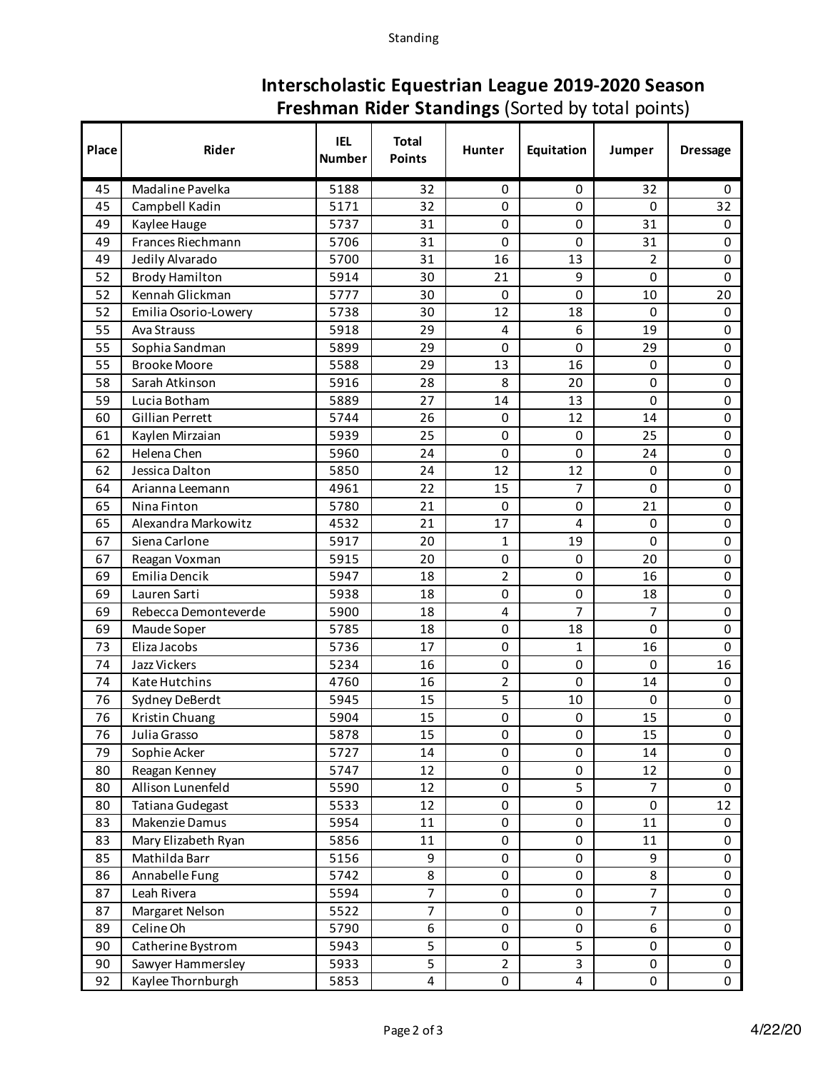# Interscholastic Equestrian League 2019-2020 Season

## **Freshman Rider Standings** (Sorted by total points)

| Place | Rider | IEL Number | Total Points | Hunter | Equitation | Jumper | Dressage |
|---|---|---|---|---|---|---|---|
| 45 | Madaline Pavelka | 5188 | 32 | 0 | 0 | 32 | 0 |
| 45 | Campbell Kadin | 5171 | 32 | 0 | 0 | 0 | 32 |
| 49 | Kaylee Hauge | 5737 | 31 | 0 | 0 | 31 | 0 |
| 49 | Frances Riechmann | 5706 | 31 | 0 | 0 | 31 | 0 |
| 49 | Jedily Alvarado | 5700 | 31 | 16 | 13 | 2 | 0 |
| 52 | Brody Hamilton | 5914 | 30 | 21 | 9 | 0 | 0 |
| 52 | Kennah Glickman | 5777 | 30 | 0 | 0 | 10 | 20 |
| 52 | Emilia Osorio-Lowery | 5738 | 30 | 12 | 18 | 0 | 0 |
| 55 | Ava Strauss | 5918 | 29 | 4 | 6 | 19 | 0 |
| 55 | Sophia Sandman | 5899 | 29 | 0 | 0 | 29 | 0 |
| 55 | Brooke Moore | 5588 | 29 | 13 | 16 | 0 | 0 |
| 58 | Sarah Atkinson | 5916 | 28 | 8 | 20 | 0 | 0 |
| 59 | Lucia Botham | 5889 | 27 | 14 | 13 | 0 | 0 |
| 60 | Gillian Perrett | 5744 | 26 | 0 | 12 | 14 | 0 |
| 61 | Kaylen Mirzaian | 5939 | 25 | 0 | 0 | 25 | 0 |
| 62 | Helena Chen | 5960 | 24 | 0 | 0 | 24 | 0 |
| 62 | Jessica Dalton | 5850 | 24 | 12 | 12 | 0 | 0 |
| 64 | Arianna Leemann | 4961 | 22 | 15 | 7 | 0 | 0 |
| 65 | Nina Finton | 5780 | 21 | 0 | 0 | 21 | 0 |
| 65 | Alexandra Markowitz | 4532 | 21 | 17 | 4 | 0 | 0 |
| 67 | Siena Carlone | 5917 | 20 | 1 | 19 | 0 | 0 |
| 67 | Reagan Voxman | 5915 | 20 | 0 | 0 | 20 | 0 |
| 69 | Emilia Dencik | 5947 | 18 | 2 | 0 | 16 | 0 |
| 69 | Lauren Sarti | 5938 | 18 | 0 | 0 | 18 | 0 |
| 69 | Rebecca Demonteverde | 5900 | 18 | 4 | 7 | 7 | 0 |
| 69 | Maude Soper | 5785 | 18 | 0 | 18 | 0 | 0 |
| 73 | Eliza Jacobs | 5736 | 17 | 0 | 1 | 16 | 0 |
| 74 | Jazz Vickers | 5234 | 16 | 0 | 0 | 0 | 16 |
| 74 | Kate Hutchins | 4760 | 16 | 2 | 0 | 14 | 0 |
| 76 | Sydney DeBerdt | 5945 | 15 | 5 | 10 | 0 | 0 |
| 76 | Kristin Chuang | 5904 | 15 | 0 | 0 | 15 | 0 |
| 76 | Julia Grasso | 5878 | 15 | 0 | 0 | 15 | 0 |
| 79 | Sophie Acker | 5727 | 14 | 0 | 0 | 14 | 0 |
| 80 | Reagan Kenney | 5747 | 12 | 0 | 0 | 12 | 0 |
| 80 | Allison Lunenfeld | 5590 | 12 | 0 | 5 | 7 | 0 |
| 80 | Tatiana Gudegast | 5533 | 12 | 0 | 0 | 0 | 12 |
| 83 | Makenzie Damus | 5954 | 11 | 0 | 0 | 11 | 0 |
| 83 | Mary Elizabeth Ryan | 5856 | 11 | 0 | 0 | 11 | 0 |
| 85 | Mathilda Barr | 5156 | 9 | 0 | 0 | 9 | 0 |
| 86 | Annabelle Fung | 5742 | 8 | 0 | 0 | 8 | 0 |
| 87 | Leah Rivera | 5594 | 7 | 0 | 0 | 7 | 0 |
| 87 | Margaret Nelson | 5522 | 7 | 0 | 0 | 7 | 0 |
| 89 | Celine Oh | 5790 | 6 | 0 | 0 | 6 | 0 |
| 90 | Catherine Bystrom | 5943 | 5 | 0 | 5 | 0 | 0 |
| 90 | Sawyer Hammersley | 5933 | 5 | 2 | 3 | 0 | 0 |
| 92 | Kaylee Thornburgh | 5853 | 4 | 0 | 4 | 0 | 0 |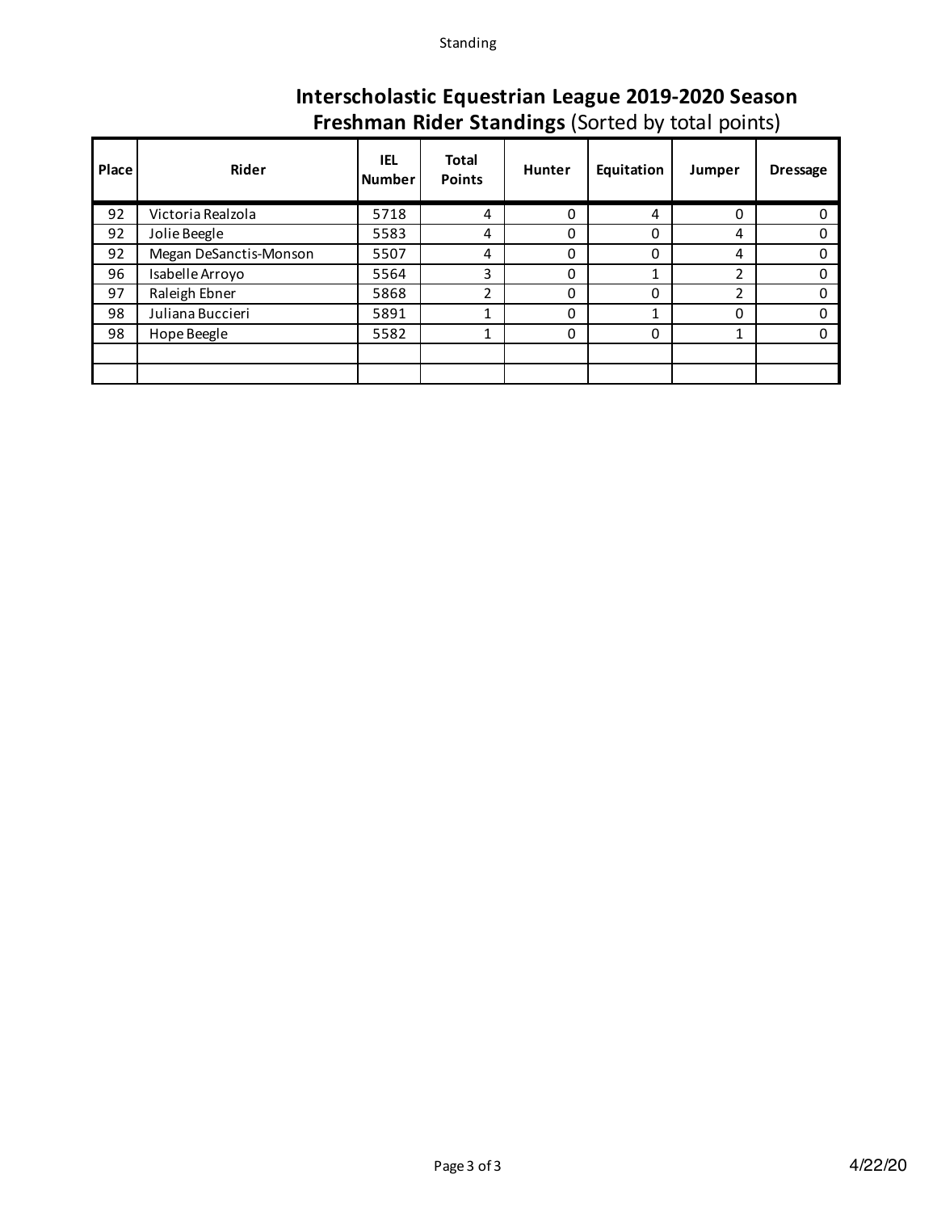# Interscholastic Equestrian League 2019-2020 Season

## Freshman Rider Standings (Sorted by total points)

| Place | Rider | IEL Number | Total Points | Hunter | Equitation | Jumper | Dressage |
|---|---|---|---|---|---|---|---|
| 92 | Victoria Realzola | 5718 | 4 | 0 | 4 | 0 | 0 |
| 92 | Jolie Beegle | 5583 | 4 | 0 | 0 | 4 | 0 |
| 92 | Megan DeSanctis-Monson | 5507 | 4 | 0 | 0 | 4 | 0 |
| 96 | Isabelle Arroyo | 5564 | 3 | 0 | 1 | 2 | 0 |
| 97 | Raleigh Ebner | 5868 | 2 | 0 | 0 | 2 | 0 |
| 98 | Juliana Buccieri | 5891 | 1 | 0 | 1 | 0 | 0 |
| 98 | Hope Beegle | 5582 | 1 | 0 | 0 | 1 | 0 |
| | | | | | | | |
| | | | | | | | |

4/22/20